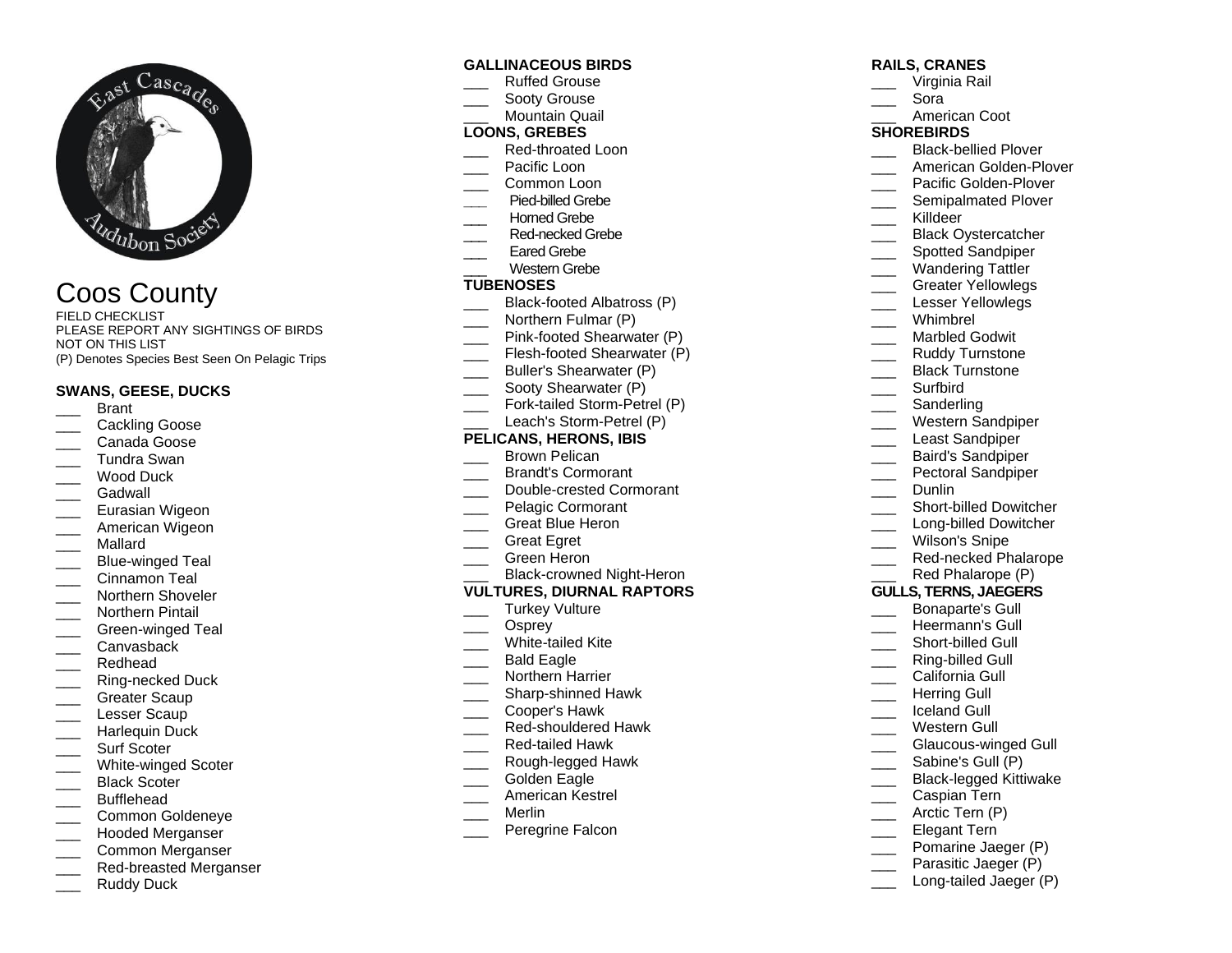East Cascades Audubon Society

# Coos County

FIELD CHECKLIST
PLEASE REPORT ANY SIGHTINGS OF BIRDS NOT ON THIS LIST
(P) Denotes Species Best Seen On Pelagic Trips

### SWANS, GEESE, DUCKS

___ Brant
___ Cackling Goose
___ Canada Goose
___ Tundra Swan
___ Wood Duck
___ Gadwall
___ Eurasian Wigeon
___ American Wigeon
___ Mallard
___ Blue-winged Teal
___ Cinnamon Teal
___ Northern Shoveler
___ Northern Pintail
___ Green-winged Teal
___ Canvasback
___ Redhead
___ Ring-necked Duck
___ Greater Scaup
___ Lesser Scaup
___ Harlequin Duck
___ Surf Scoter
___ White-winged Scoter
___ Black Scoter
___ Bufflehead
___ Common Goldeneye
___ Hooded Merganser
___ Common Merganser
___ Red-breasted Merganser
___ Ruddy Duck

### GALLINACEOUS BIRDS

___ Ruffed Grouse
___ Sooty Grouse
___ Mountain Quail

### LOONS, GREBES

___ Red-throated Loon
___ Pacific Loon
___ Common Loon
___ Pied-billed Grebe
___ Horned Grebe
___ Red-necked Grebe
___ Eared Grebe
___ Western Grebe

### TUBENOSES

___ Black-footed Albatross (P)
___ Northern Fulmar (P)
___ Pink-footed Shearwater (P)
___ Flesh-footed Shearwater (P)
___ Buller's Shearwater (P)
___ Sooty Shearwater (P)
___ Fork-tailed Storm-Petrel (P)
___ Leach's Storm-Petrel (P)

### PELICANS, HERONS, IBIS

___ Brown Pelican
___ Brandt's Cormorant
___ Double-crested Cormorant
___ Pelagic Cormorant
___ Great Blue Heron
___ Great Egret
___ Green Heron
___ Black-crowned Night-Heron

### VULTURES, DIURNAL RAPTORS

___ Turkey Vulture
___ Osprey
___ White-tailed Kite
___ Bald Eagle
___ Northern Harrier
___ Sharp-shinned Hawk
___ Cooper's Hawk
___ Red-shouldered Hawk
___ Red-tailed Hawk
___ Rough-legged Hawk
___ Golden Eagle
___ American Kestrel
___ Merlin
___ Peregrine Falcon

### RAILS, CRANES

___ Virginia Rail
___ Sora
___ American Coot

### SHOREBIRDS

___ Black-bellied Plover
___ American Golden-Plover
___ Pacific Golden-Plover
___ Semipalmated Plover
___ Killdeer
___ Black Oystercatcher
___ Spotted Sandpiper
___ Wandering Tattler
___ Greater Yellowlegs
___ Lesser Yellowlegs
___ Whimbrel
___ Marbled Godwit
___ Ruddy Turnstone
___ Black Turnstone
___ Surfbird
___ Sanderling
___ Western Sandpiper
___ Least Sandpiper
___ Baird's Sandpiper
___ Pectoral Sandpiper
___ Dunlin
___ Short-billed Dowitcher
___ Long-billed Dowitcher
___ Wilson's Snipe
___ Red-necked Phalarope
___ Red Phalarope (P)

### GULLS, TERNS, JAEGERS

___ Bonaparte's Gull
___ Heermann's Gull
___ Short-billed Gull
___ Ring-billed Gull
___ California Gull
___ Herring Gull
___ Iceland Gull
___ Western Gull
___ Glaucous-winged Gull
___ Sabine's Gull (P)
___ Black-legged Kittiwake
___ Caspian Tern
___ Arctic Tern (P)
___ Elegant Tern
___ Pomarine Jaeger (P)
___ Parasitic Jaeger (P)
___ Long-tailed Jaeger (P)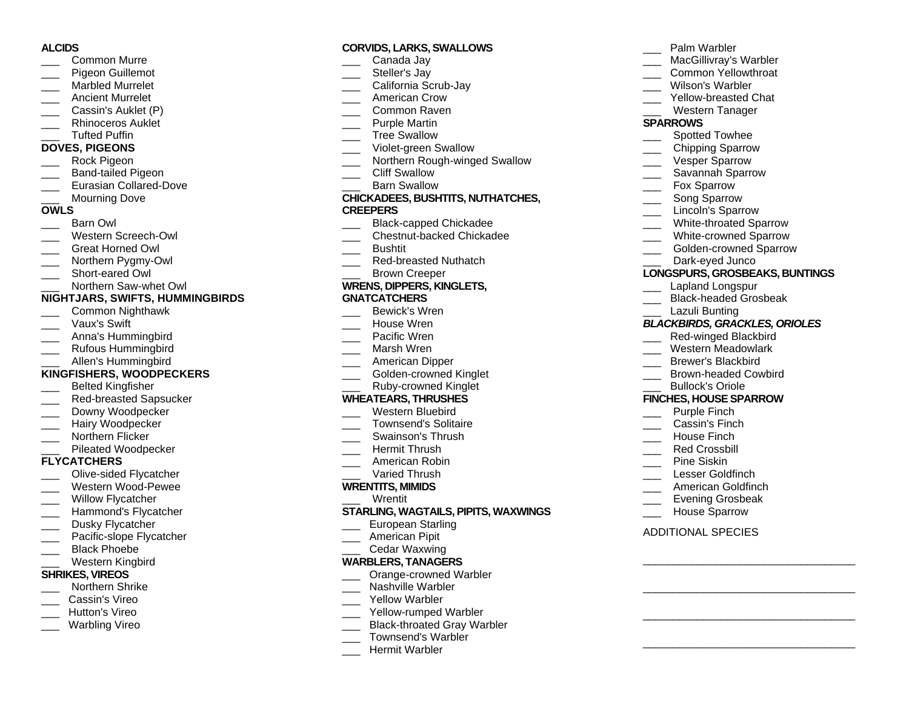**ALCIDS**

- ___ Common Murre
- ___ Pigeon Guillemot
- ___ Marbled Murrelet
- ___ Ancient Murrelet
- ___ Cassin's Auklet (P)
- ___ Rhinoceros Auklet
- ___ Tufted Puffin

**DOVES, PIGEONS**

- ___ Rock Pigeon
- ___ Band-tailed Pigeon
- ___ Eurasian Collared-Dove
- ___ Mourning Dove

**OWLS**

- ___ Barn Owl
- ___ Western Screech-Owl
- ___ Great Horned Owl
- ___ Northern Pygmy-Owl
- ___ Short-eared Owl
- ___ Northern Saw-whet Owl

**NIGHTJARS, SWIFTS, HUMMINGBIRDS**

- ___ Common Nighthawk
- ___ Vaux's Swift
- ___ Anna's Hummingbird
- ___ Rufous Hummingbird
- ___ Allen's Hummingbird

**KINGFISHERS, WOODPECKERS**

- ___ Belted Kingfisher
- ___ Red-breasted Sapsucker
- ___ Downy Woodpecker
- ___ Hairy Woodpecker
- ___ Northern Flicker
- ___ Pileated Woodpecker

**FLYCATCHERS**

- ___ Olive-sided Flycatcher
- ___ Western Wood-Pewee
- ___ Willow Flycatcher
- ___ Hammond's Flycatcher
- ___ Dusky Flycatcher
- ___ Pacific-slope Flycatcher
- ___ Black Phoebe
- ___ Western Kingbird

**SHRIKES, VIREOS**

- ___ Northern Shrike
- ___ Cassin's Vireo
- ___ Hutton's Vireo
- ___ Warbling Vireo

**CORVIDS, LARKS, SWALLOWS**

- ___ Canada Jay
- ___ Steller's Jay
- ___ California Scrub-Jay
- ___ American Crow
- ___ Common Raven
- ___ Purple Martin
- ___ Tree Swallow
- ___ Violet-green Swallow
- ___ Northern Rough-winged Swallow
- ___ Cliff Swallow
- ___ Barn Swallow

**CHICKADEES, BUSHTITS, NUTHATCHES, CREEPERS**

- ___ Black-capped Chickadee
- ___ Chestnut-backed Chickadee
- ___ Bushtit
- ___ Red-breasted Nuthatch
- ___ Brown Creeper

**WRENS, DIPPERS, KINGLETS, GNATCATCHERS**

- ___ Bewick's Wren
- ___ House Wren
- ___ Pacific Wren
- ___ Marsh Wren
- ___ American Dipper
- ___ Golden-crowned Kinglet
- ___ Ruby-crowned Kinglet

**WHEATEARS, THRUSHES**

- ___ Western Bluebird
- ___ Townsend's Solitaire
- ___ Swainson's Thrush
- ___ Hermit Thrush
- ___ American Robin
- ___ Varied Thrush

**WRENTITS, MIMIDS**

- ___ Wrentit

**STARLING, WAGTAILS, PIPITS, WAXWINGS**

- ___ European Starling
- ___ American Pipit
- ___ Cedar Waxwing

**WARBLERS, TANAGERS**

- ___ Orange-crowned Warbler
- ___ Nashville Warbler
- ___ Yellow Warbler
- ___ Yellow-rumped Warbler
- ___ Black-throated Gray Warbler
- ___ Townsend's Warbler
- ___ Hermit Warbler
- ___ Palm Warbler
- ___ MacGillivray's Warbler
- ___ Common Yellowthroat
- ___ Wilson's Warbler
- ___ Yellow-breasted Chat
- ___ Western Tanager

**SPARROWS**

- ___ Spotted Towhee
- ___ Chipping Sparrow
- ___ Vesper Sparrow
- ___ Savannah Sparrow
- ___ Fox Sparrow
- ___ Song Sparrow
- ___ Lincoln's Sparrow
- ___ White-throated Sparrow
- ___ White-crowned Sparrow
- ___ Golden-crowned Sparrow
- ___ Dark-eyed Junco

**LONGSPURS, GROSBEAKS, BUNTINGS**

- ___ Lapland Longspur
- ___ Black-headed Grosbeak
- ___ Lazuli Bunting

***BLACKBIRDS, GRACKLES, ORIOLES***

- ___ Red-winged Blackbird
- ___ Western Meadowlark
- ___ Brewer's Blackbird
- ___ Brown-headed Cowbird
- ___ Bullock's Oriole

**FINCHES, HOUSE SPARROW**

- ___ Purple Finch
- ___ Cassin's Finch
- ___ House Finch
- ___ Red Crossbill
- ___ Pine Siskin
- ___ Lesser Goldfinch
- ___ American Goldfinch
- ___ Evening Grosbeak
- ___ House Sparrow

ADDITIONAL SPECIES

___________________________________

___________________________________

___________________________________

___________________________________